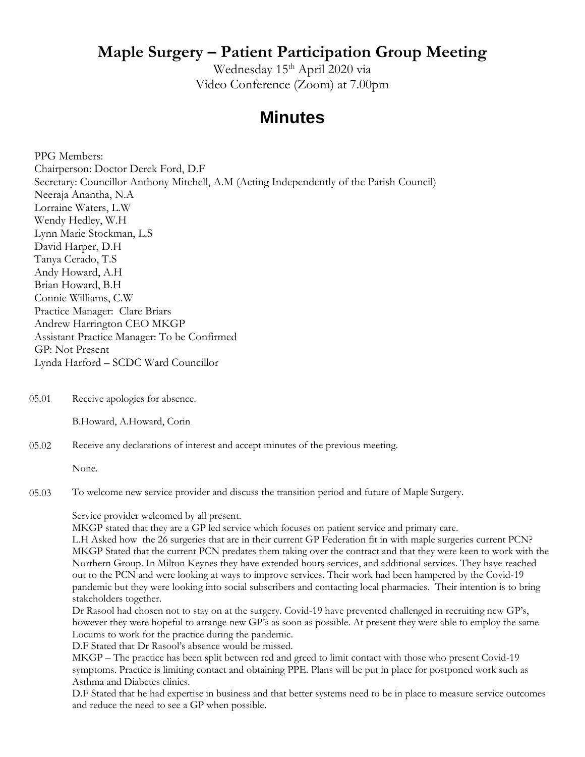# Maple Surgery – Patient Participation Group Meeting

Wednesday 15th April 2020 via
Video Conference (Zoom) at 7.00pm

## Minutes

PPG Members:
Chairperson: Doctor Derek Ford, D.F
Secretary: Councillor Anthony Mitchell, A.M (Acting Independently of the Parish Council)
Neeraja Anantha, N.A
Lorraine Waters, L.W
Wendy Hedley, W.H
Lynn Marie Stockman, L.S
David Harper, D.H
Tanya Cerado, T.S
Andy Howard, A.H
Brian Howard, B.H
Connie Williams, C.W
Practice Manager: Clare Briars
Andrew Harrington CEO MKGP
Assistant Practice Manager: To be Confirmed
GP: Not Present
Lynda Harford – SCDC Ward Councillor

05.01 Receive apologies for absence.

B.Howard, A.Howard, Corin

05.02 Receive any declarations of interest and accept minutes of the previous meeting.

None.

05.03 To welcome new service provider and discuss the transition period and future of Maple Surgery.

Service provider welcomed by all present.
MKGP stated that they are a GP led service which focuses on patient service and primary care.
L.H Asked how the 26 surgeries that are in their current GP Federation fit in with maple surgeries current PCN?
MKGP Stated that the current PCN predates them taking over the contract and that they were keen to work with the Northern Group. In Milton Keynes they have extended hours services, and additional services. They have reached out to the PCN and were looking at ways to improve services. Their work had been hampered by the Covid-19 pandemic but they were looking into social subscribers and contacting local pharmacies. Their intention is to bring stakeholders together.
Dr Rasool had chosen not to stay on at the surgery. Covid-19 have prevented challenged in recruiting new GP's, however they were hopeful to arrange new GP's as soon as possible. At present they were able to employ the same Locums to work for the practice during the pandemic.
D.F Stated that Dr Rasool's absence would be missed.
MKGP – The practice has been split between red and greed to limit contact with those who present Covid-19 symptoms. Practice is limiting contact and obtaining PPE. Plans will be put in place for postponed work such as Asthma and Diabetes clinics.
D.F Stated that he had expertise in business and that better systems need to be in place to measure service outcomes and reduce the need to see a GP when possible.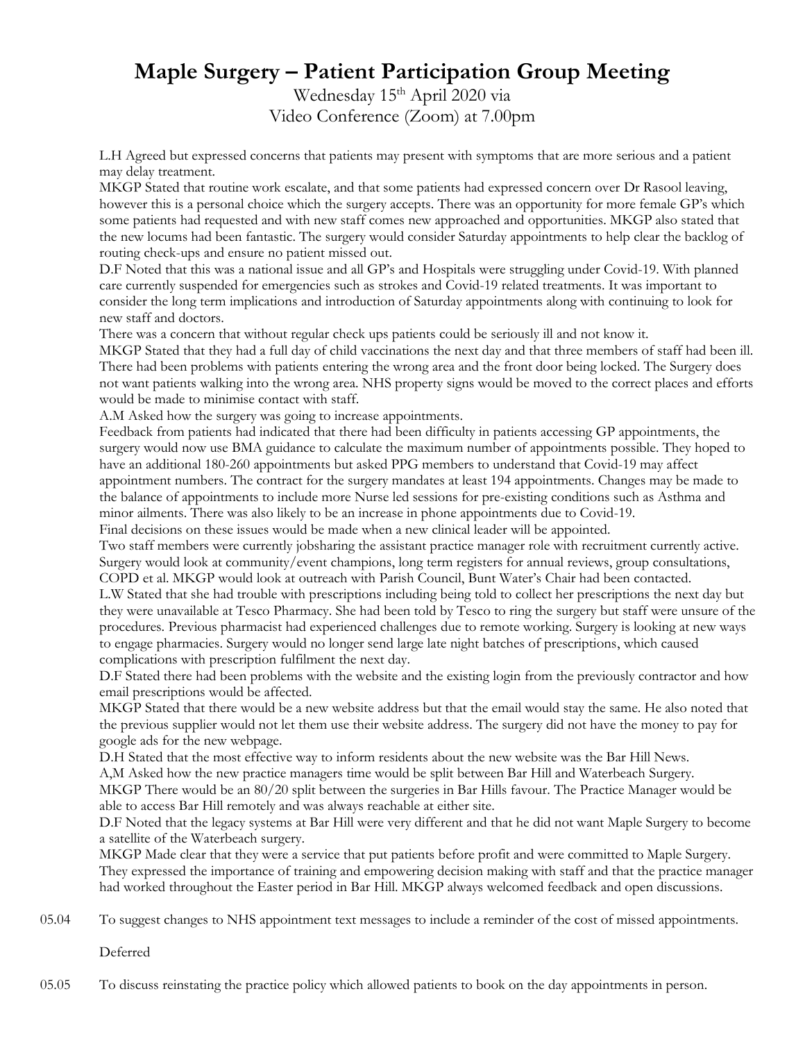# Maple Surgery – Patient Participation Group Meeting

Wednesday 15th April 2020 via
Video Conference (Zoom) at 7.00pm

L.H Agreed but expressed concerns that patients may present with symptoms that are more serious and a patient may delay treatment.

MKGP Stated that routine work escalate, and that some patients had expressed concern over Dr Rasool leaving, however this is a personal choice which the surgery accepts. There was an opportunity for more female GP's which some patients had requested and with new staff comes new approached and opportunities. MKGP also stated that the new locums had been fantastic. The surgery would consider Saturday appointments to help clear the backlog of routing check-ups and ensure no patient missed out.

D.F Noted that this was a national issue and all GP's and Hospitals were struggling under Covid-19. With planned care currently suspended for emergencies such as strokes and Covid-19 related treatments. It was important to consider the long term implications and introduction of Saturday appointments along with continuing to look for new staff and doctors.

There was a concern that without regular check ups patients could be seriously ill and not know it.

MKGP Stated that they had a full day of child vaccinations the next day and that three members of staff had been ill. There had been problems with patients entering the wrong area and the front door being locked. The Surgery does not want patients walking into the wrong area. NHS property signs would be moved to the correct places and efforts would be made to minimise contact with staff.

A.M Asked how the surgery was going to increase appointments.

Feedback from patients had indicated that there had been difficulty in patients accessing GP appointments, the surgery would now use BMA guidance to calculate the maximum number of appointments possible. They hoped to have an additional 180-260 appointments but asked PPG members to understand that Covid-19 may affect appointment numbers. The contract for the surgery mandates at least 194 appointments. Changes may be made to the balance of appointments to include more Nurse led sessions for pre-existing conditions such as Asthma and minor ailments. There was also likely to be an increase in phone appointments due to Covid-19.

Final decisions on these issues would be made when a new clinical leader will be appointed.

Two staff members were currently jobsharing the assistant practice manager role with recruitment currently active. Surgery would look at community/event champions, long term registers for annual reviews, group consultations, COPD et al. MKGP would look at outreach with Parish Council, Bunt Water's Chair had been contacted.

L.W Stated that she had trouble with prescriptions including being told to collect her prescriptions the next day but they were unavailable at Tesco Pharmacy. She had been told by Tesco to ring the surgery but staff were unsure of the procedures. Previous pharmacist had experienced challenges due to remote working. Surgery is looking at new ways to engage pharmacies. Surgery would no longer send large late night batches of prescriptions, which caused complications with prescription fulfilment the next day.

D.F Stated there had been problems with the website and the existing login from the previously contractor and how email prescriptions would be affected.

MKGP Stated that there would be a new website address but that the email would stay the same. He also noted that the previous supplier would not let them use their website address. The surgery did not have the money to pay for google ads for the new webpage.

D.H Stated that the most effective way to inform residents about the new website was the Bar Hill News.

A,M Asked how the new practice managers time would be split between Bar Hill and Waterbeach Surgery.

MKGP There would be an 80/20 split between the surgeries in Bar Hills favour. The Practice Manager would be able to access Bar Hill remotely and was always reachable at either site.

D.F Noted that the legacy systems at Bar Hill were very different and that he did not want Maple Surgery to become a satellite of the Waterbeach surgery.

MKGP Made clear that they were a service that put patients before profit and were committed to Maple Surgery. They expressed the importance of training and empowering decision making with staff and that the practice manager had worked throughout the Easter period in Bar Hill. MKGP always welcomed feedback and open discussions.

05.04 To suggest changes to NHS appointment text messages to include a reminder of the cost of missed appointments.

Deferred

05.05 To discuss reinstating the practice policy which allowed patients to book on the day appointments in person.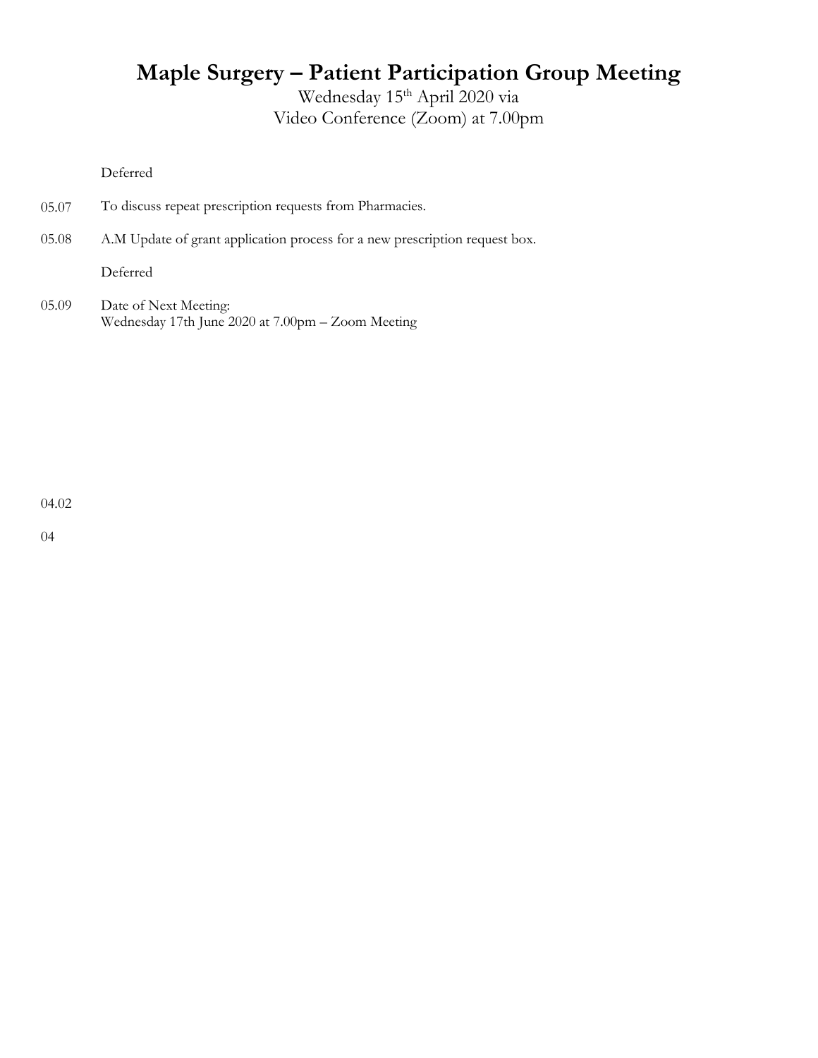# Maple Surgery – Patient Participation Group Meeting

Wednesday 15th April 2020 via
Video Conference (Zoom) at 7.00pm

Deferred

05.07 To discuss repeat prescription requests from Pharmacies.

05.08 A.M Update of grant application process for a new prescription request box.

Deferred

05.09 Date of Next Meeting:
Wednesday 17th June 2020 at 7.00pm – Zoom Meeting

04.02

04